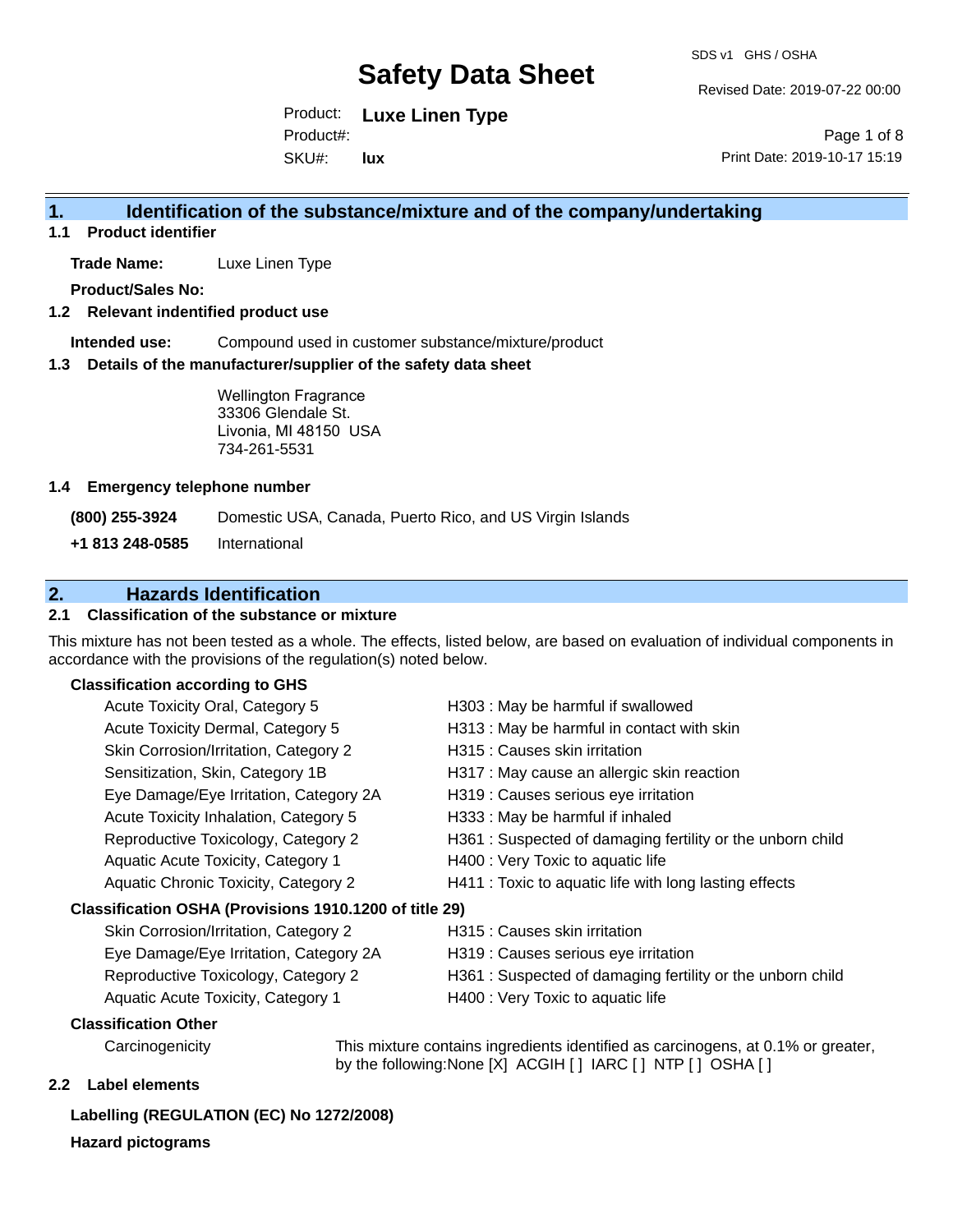# Safety Data Sheet

SDS v1 GHS / OSHA

Revised Date: 2019-07-22 00:00

Product: **Luxe Linen Type**

Product#:

SKU#: **lux**

Print Date: 2019-10-17 15:19

## 1. Identification of the substance/mixture and of the company/undertaking

### 1.1 Product identifier

**Trade Name:** Luxe Linen Type

**Product/Sales No:**

### 1.2 Relevant identified product use

**Intended use:** Compound used in customer substance/mixture/product

### 1.3 Details of the manufacturer/supplier of the safety data sheet

Wellington Fragrance
33306 Glendale St.
Livonia, MI 48150 USA
734-261-5531

### 1.4 Emergency telephone number

**(800) 255-3924** Domestic USA, Canada, Puerto Rico, and US Virgin Islands

**+1 813 248-0585** International

## 2. Hazards Identification

### 2.1 Classification of the substance or mixture

This mixture has not been tested as a whole. The effects, listed below, are based on evaluation of individual components in accordance with the provisions of the regulation(s) noted below.

**Classification according to GHS**

| | |
|---|---|
| Acute Toxicity Oral, Category 5 | H303 : May be harmful if swallowed |
| Acute Toxicity Dermal, Category 5 | H313 : May be harmful in contact with skin |
| Skin Corrosion/Irritation, Category 2 | H315 : Causes skin irritation |
| Sensitization, Skin, Category 1B | H317 : May cause an allergic skin reaction |
| Eye Damage/Eye Irritation, Category 2A | H319 : Causes serious eye irritation |
| Acute Toxicity Inhalation, Category 5 | H333 : May be harmful if inhaled |
| Reproductive Toxicology, Category 2 | H361 : Suspected of damaging fertility or the unborn child |
| Aquatic Acute Toxicity, Category 1 | H400 : Very Toxic to aquatic life |
| Aquatic Chronic Toxicity, Category 2 | H411 : Toxic to aquatic life with long lasting effects |

**Classification OSHA (Provisions 1910.1200 of title 29)**

| | |
|---|---|
| Skin Corrosion/Irritation, Category 2 | H315 : Causes skin irritation |
| Eye Damage/Eye Irritation, Category 2A | H319 : Causes serious eye irritation |
| Reproductive Toxicology, Category 2 | H361 : Suspected of damaging fertility or the unborn child |
| Aquatic Acute Toxicity, Category 1 | H400 : Very Toxic to aquatic life |

**Classification Other**

Carcinogenicity — This mixture contains ingredients identified as carcinogens, at 0.1% or greater, by the following:None [X] ACGIH [ ] IARC [ ] NTP [ ] OSHA [ ]

### 2.2 Label elements

**Labelling (REGULATION (EC) No 1272/2008)**

**Hazard pictograms**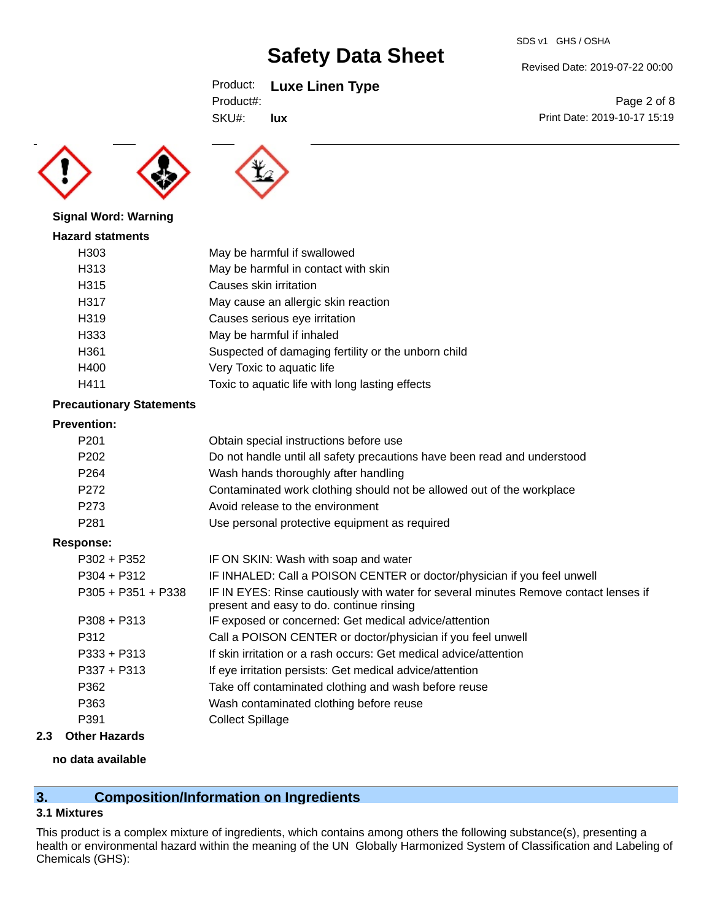**Signal Word: Warning**

**Hazard statments**

| | |
|---|---|
| H303 | May be harmful if swallowed |
| H313 | May be harmful in contact with skin |
| H315 | Causes skin irritation |
| H317 | May cause an allergic skin reaction |
| H319 | Causes serious eye irritation |
| H333 | May be harmful if inhaled |
| H361 | Suspected of damaging fertility or the unborn child |
| H400 | Very Toxic to aquatic life |
| H411 | Toxic to aquatic life with long lasting effects |

**Precautionary Statements**

**Prevention:**

| | |
|---|---|
| P201 | Obtain special instructions before use |
| P202 | Do not handle until all safety precautions have been read and understood |
| P264 | Wash hands thoroughly after handling |
| P272 | Contaminated work clothing should not be allowed out of the workplace |
| P273 | Avoid release to the environment |
| P281 | Use personal protective equipment as required |

**Response:**

| | |
|---|---|
| P302 + P352 | IF ON SKIN: Wash with soap and water |
| P304 + P312 | IF INHALED: Call a POISON CENTER or doctor/physician if you feel unwell |
| P305 + P351 + P338 | IF IN EYES: Rinse cautiously with water for several minutes Remove contact lenses if present and easy to do. continue rinsing |
| P308 + P313 | IF exposed or concerned: Get medical advice/attention |
| P312 | Call a POISON CENTER or doctor/physician if you feel unwell |
| P333 + P313 | If skin irritation or a rash occurs: Get medical advice/attention |
| P337 + P313 | If eye irritation persists: Get medical advice/attention |
| P362 | Take off contaminated clothing and wash before reuse |
| P363 | Wash contaminated clothing before reuse |
| P391 | Collect Spillage |

### 2.3 Other Hazards

**no data available**

## 3. Composition/Information on Ingredients

### 3.1 Mixtures

This product is a complex mixture of ingredients, which contains among others the following substance(s), presenting a health or environmental hazard within the meaning of the UN Globally Harmonized System of Classification and Labeling of Chemicals (GHS):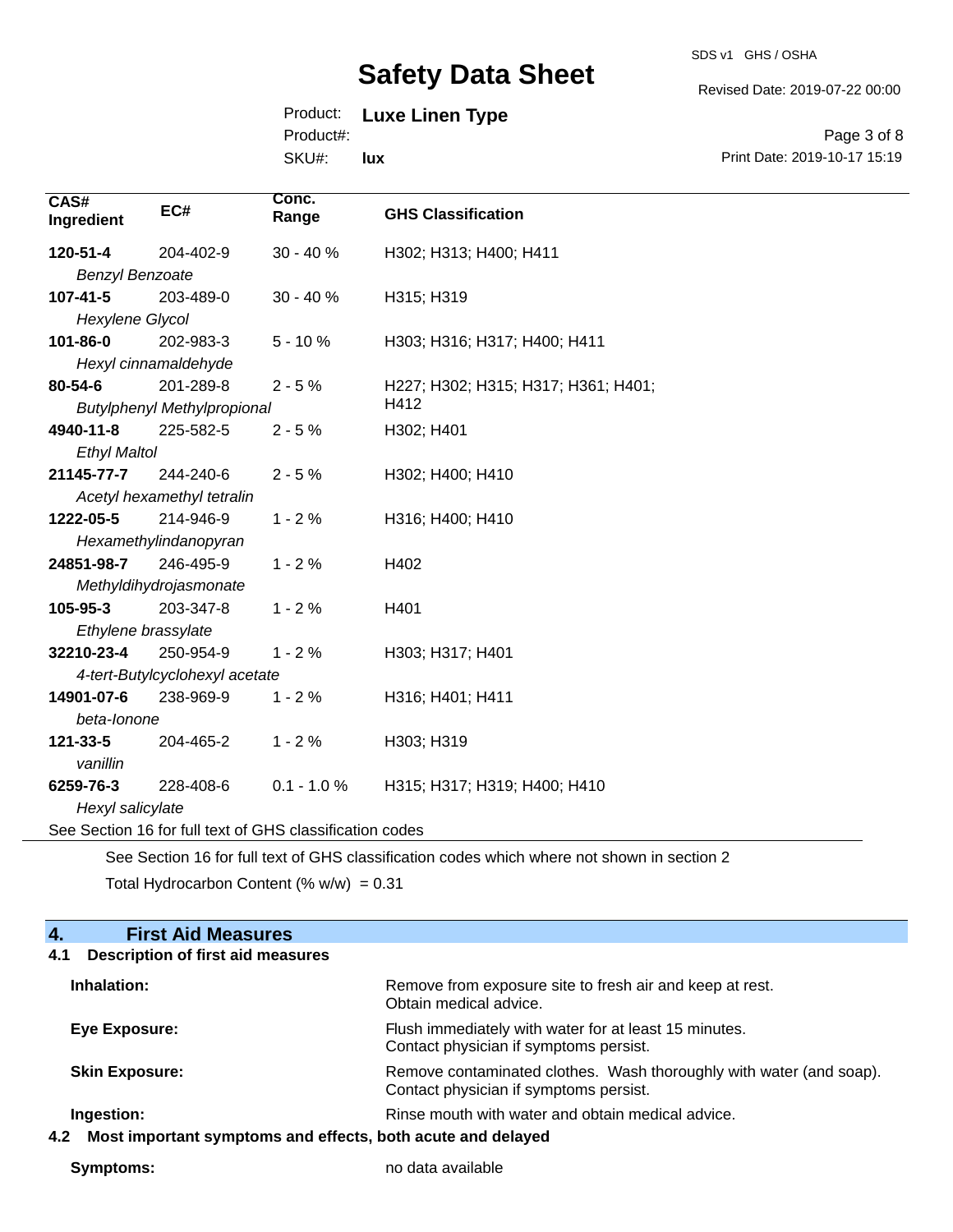| CAS# Ingredient | EC# | Conc. Range | GHS Classification |
|---|---|---|---|
| **120-51-4** *Benzyl Benzoate* | 204-402-9 | 30 - 40 % | H302; H313; H400; H411 |
| **107-41-5** *Hexylene Glycol* | 203-489-0 | 30 - 40 % | H315; H319 |
| **101-86-0** *Hexyl cinnamaldehyde* | 202-983-3 | 5 - 10 % | H303; H316; H317; H400; H411 |
| **80-54-6** *Butylphenyl Methylpropional* | 201-289-8 | 2 - 5 % | H227; H302; H315; H317; H361; H401; H412 |
| **4940-11-8** *Ethyl Maltol* | 225-582-5 | 2 - 5 % | H302; H401 |
| **21145-77-7** *Acetyl hexamethyl tetralin* | 244-240-6 | 2 - 5 % | H302; H400; H410 |
| **1222-05-5** *Hexamethylindanopyran* | 214-946-9 | 1 - 2 % | H316; H400; H410 |
| **24851-98-7** *Methyldihydrojasmonate* | 246-495-9 | 1 - 2 % | H402 |
| **105-95-3** *Ethylene brassylate* | 203-347-8 | 1 - 2 % | H401 |
| **32210-23-4** *4-tert-Butylcyclohexyl acetate* | 250-954-9 | 1 - 2 % | H303; H317; H401 |
| **14901-07-6** *beta-Ionone* | 238-969-9 | 1 - 2 % | H316; H401; H411 |
| **121-33-5** *vanillin* | 204-465-2 | 1 - 2 % | H303; H319 |
| **6259-76-3** *Hexyl salicylate* | 228-408-6 | 0.1 - 1.0 % | H315; H317; H319; H400; H410 |

See Section 16 for full text of GHS classification codes

See Section 16 for full text of GHS classification codes which where not shown in section 2

Total Hydrocarbon Content (% w/w) = 0.31

## 4. First Aid Measures

### 4.1 Description of first aid measures

**Inhalation:** Remove from exposure site to fresh air and keep at rest. Obtain medical advice.

**Eye Exposure:** Flush immediately with water for at least 15 minutes. Contact physician if symptoms persist.

**Skin Exposure:** Remove contaminated clothes. Wash thoroughly with water (and soap). Contact physician if symptoms persist.

**Ingestion:** Rinse mouth with water and obtain medical advice.

### 4.2 Most important symptoms and effects, both acute and delayed

**Symptoms:** no data available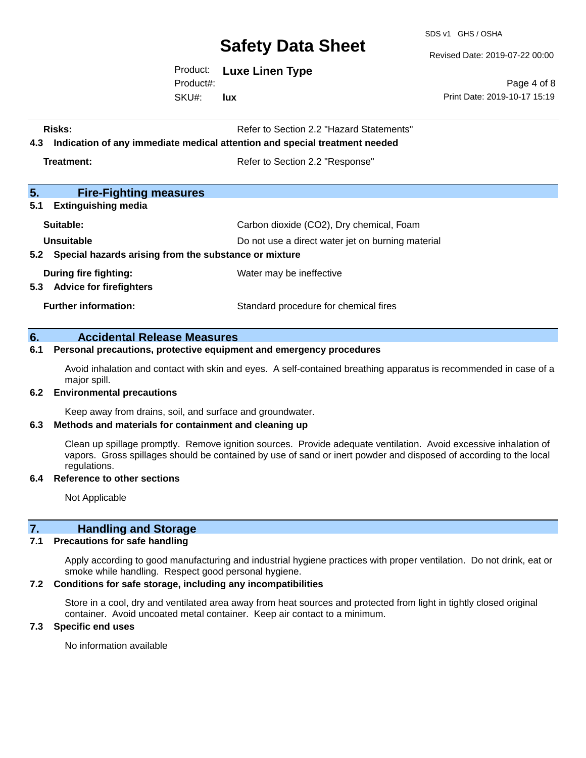**Risks:** Refer to Section 2.2 "Hazard Statements"

**4.3 Indication of any immediate medical attention and special treatment needed**

**Treatment:** Refer to Section 2.2 "Response"

## 5. Fire-Fighting measures

**5.1 Extinguishing media**

**Suitable:** Carbon dioxide ($CO_2$), Dry chemical, Foam

**Unsuitable** Do not use a direct water jet on burning material

**5.2 Special hazards arising from the substance or mixture**

**During fire fighting:** Water may be ineffective

**5.3 Advice for firefighters**

**Further information:** Standard procedure for chemical fires

## 6. Accidental Release Measures

**6.1 Personal precautions, protective equipment and emergency procedures**

Avoid inhalation and contact with skin and eyes. A self-contained breathing apparatus is recommended in case of a major spill.

**6.2 Environmental precautions**

Keep away from drains, soil, and surface and groundwater.

**6.3 Methods and materials for containment and cleaning up**

Clean up spillage promptly. Remove ignition sources. Provide adequate ventilation. Avoid excessive inhalation of vapors. Gross spillages should be contained by use of sand or inert powder and disposed of according to the local regulations.

**6.4 Reference to other sections**

Not Applicable

## 7. Handling and Storage

**7.1 Precautions for safe handling**

Apply according to good manufacturing and industrial hygiene practices with proper ventilation. Do not drink, eat or smoke while handling. Respect good personal hygiene.

**7.2 Conditions for safe storage, including any incompatibilities**

Store in a cool, dry and ventilated area away from heat sources and protected from light in tightly closed original container. Avoid uncoated metal container. Keep air contact to a minimum.

**7.3 Specific end uses**

No information available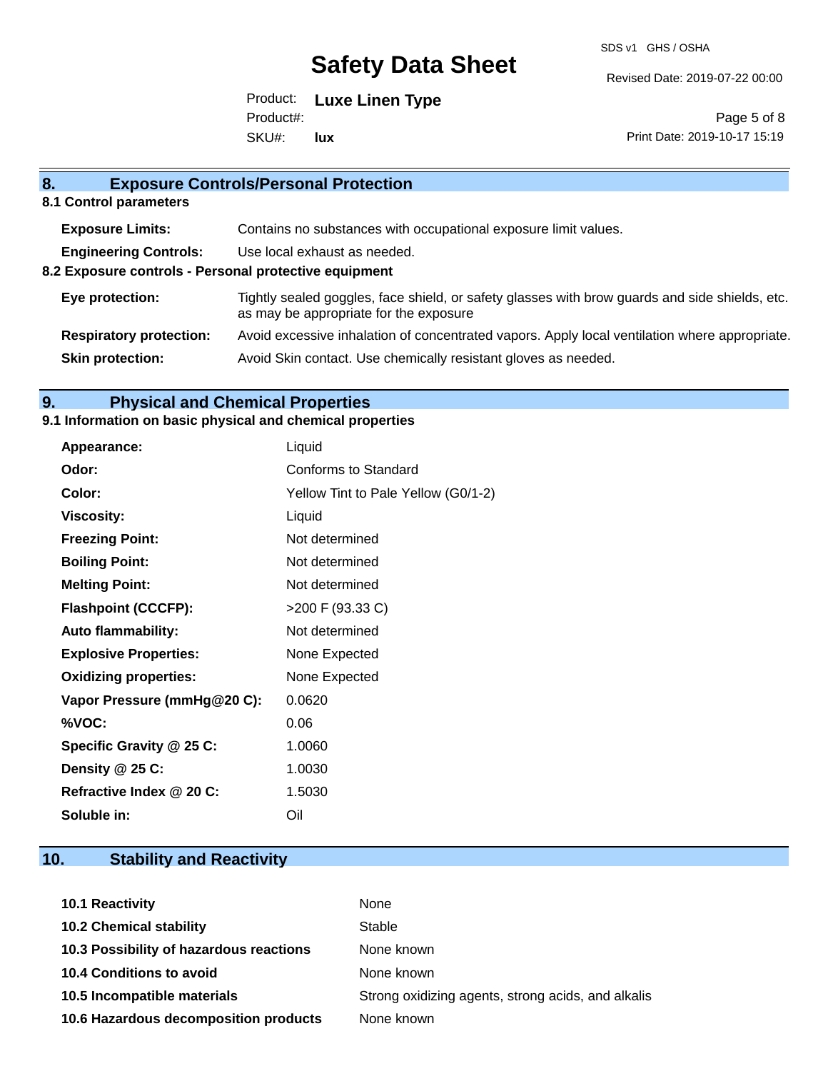## 8. Exposure Controls/Personal Protection

### 8.1 Control parameters

| | |
|---|---|
| **Exposure Limits:** | Contains no substances with occupational exposure limit values. |
| **Engineering Controls:** | Use local exhaust as needed. |

### 8.2 Exposure controls - Personal protective equipment

| | |
|---|---|
| **Eye protection:** | Tightly sealed goggles, face shield, or safety glasses with brow guards and side shields, etc. as may be appropriate for the exposure |
| **Respiratory protection:** | Avoid excessive inhalation of concentrated vapors. Apply local ventilation where appropriate. |
| **Skin protection:** | Avoid Skin contact. Use chemically resistant gloves as needed. |

## 9. Physical and Chemical Properties

### 9.1 Information on basic physical and chemical properties

| | |
|---|---|
| **Appearance:** | Liquid |
| **Odor:** | Conforms to Standard |
| **Color:** | Yellow Tint to Pale Yellow (G0/1-2) |
| **Viscosity:** | Liquid |
| **Freezing Point:** | Not determined |
| **Boiling Point:** | Not determined |
| **Melting Point:** | Not determined |
| **Flashpoint (CCCFP):** | >200 F (93.33 C) |
| **Auto flammability:** | Not determined |
| **Explosive Properties:** | None Expected |
| **Oxidizing properties:** | None Expected |
| **Vapor Pressure (mmHg@20 C):** | 0.0620 |
| **%VOC:** | 0.06 |
| **Specific Gravity @ 25 C:** | 1.0060 |
| **Density @ 25 C:** | 1.0030 |
| **Refractive Index @ 20 C:** | 1.5030 |
| **Soluble in:** | Oil |

## 10. Stability and Reactivity

| | |
|---|---|
| **10.1 Reactivity** | None |
| **10.2 Chemical stability** | Stable |
| **10.3 Possibility of hazardous reactions** | None known |
| **10.4 Conditions to avoid** | None known |
| **10.5 Incompatible materials** | Strong oxidizing agents, strong acids, and alkalis |
| **10.6 Hazardous decomposition products** | None known |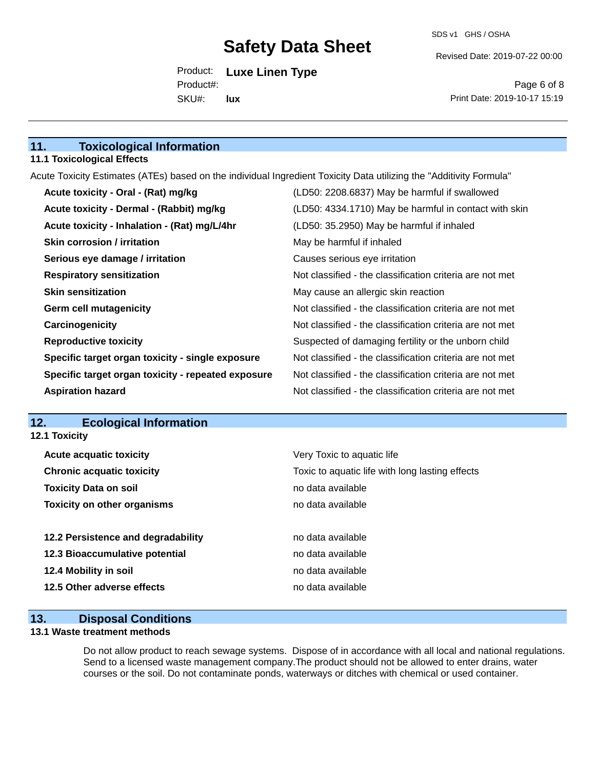## 11. Toxicological Information

### 11.1 Toxicological Effects

Acute Toxicity Estimates (ATEs) based on the individual Ingredient Toxicity Data utilizing the "Additivity Formula"

| | |
|---|---|
| **Acute toxicity - Oral - (Rat) mg/kg** | (LD50: 2208.6837) May be harmful if swallowed |
| **Acute toxicity - Dermal - (Rabbit) mg/kg** | (LD50: 4334.1710) May be harmful in contact with skin |
| **Acute toxicity - Inhalation - (Rat) mg/L/4hr** | (LD50: 35.2950) May be harmful if inhaled |
| **Skin corrosion / irritation** | May be harmful if inhaled |
| **Serious eye damage / irritation** | Causes serious eye irritation |
| **Respiratory sensitization** | Not classified - the classification criteria are not met |
| **Skin sensitization** | May cause an allergic skin reaction |
| **Germ cell mutagenicity** | Not classified - the classification criteria are not met |
| **Carcinogenicity** | Not classified - the classification criteria are not met |
| **Reproductive toxicity** | Suspected of damaging fertility or the unborn child |
| **Specific target organ toxicity - single exposure** | Not classified - the classification criteria are not met |
| **Specific target organ toxicity - repeated exposure** | Not classified - the classification criteria are not met |
| **Aspiration hazard** | Not classified - the classification criteria are not met |

## 12. Ecological Information

### 12.1 Toxicity

| | |
|---|---|
| **Acute acquatic toxicity** | Very Toxic to aquatic life |
| **Chronic acquatic toxicity** | Toxic to aquatic life with long lasting effects |
| **Toxicity Data on soil** | no data available |
| **Toxicity on other organisms** | no data available |

| | |
|---|---|
| **12.2 Persistence and degradability** | no data available |
| **12.3 Bioaccumulative potential** | no data available |
| **12.4 Mobility in soil** | no data available |
| **12.5 Other adverse effects** | no data available |

## 13. Disposal Conditions

### 13.1 Waste treatment methods

Do not allow product to reach sewage systems. Dispose of in accordance with all local and national regulations. Send to a licensed waste management company.The product should not be allowed to enter drains, water courses or the soil. Do not contaminate ponds, waterways or ditches with chemical or used container.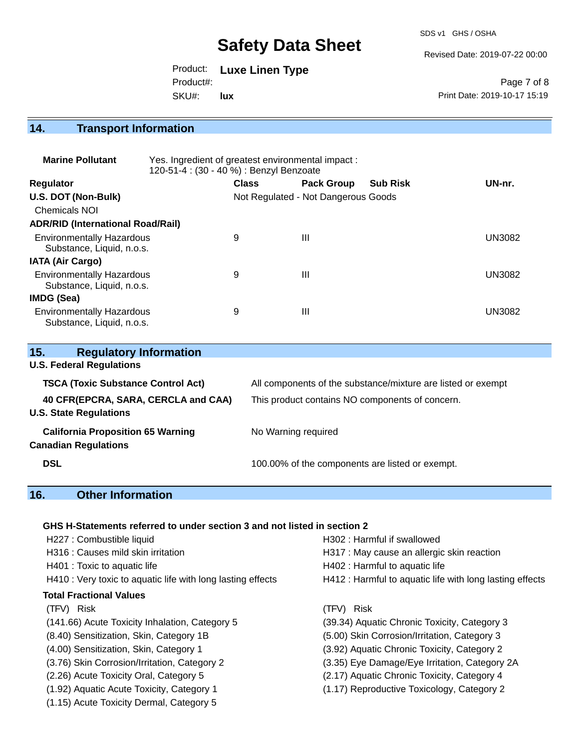## 14. Transport Information

**Marine Pollutant** Yes. Ingredient of greatest environmental impact :
120-51-4 : (30 - 40 %) : Benzyl Benzoate

| Regulator | Class | Pack Group | Sub Risk | UN-nr. |
|---|---|---|---|---|
| **U.S. DOT (Non-Bulk)** | Not Regulated - Not Dangerous Goods | | | |
| Chemicals NOI | | | | |
| **ADR/RID (International Road/Rail)** | | | | |
| Environmentally Hazardous Substance, Liquid, n.o.s. | 9 | III | | UN3082 |
| **IATA (Air Cargo)** | | | | |
| Environmentally Hazardous Substance, Liquid, n.o.s. | 9 | III | | UN3082 |
| **IMDG (Sea)** | | | | |
| Environmentally Hazardous Substance, Liquid, n.o.s. | 9 | III | | UN3082 |

## 15. Regulatory Information

**U.S. Federal Regulations**

| | |
|---|---|
| **TSCA (Toxic Substance Control Act)** | All components of the substance/mixture are listed or exempt |
| **40 CFR(EPCRA, SARA, CERCLA and CAA)** | This product contains NO components of concern. |

**U.S. State Regulations**

| | |
|---|---|
| **California Proposition 65 Warning** | No Warning required |

**Canadian Regulations**

| | |
|---|---|
| **DSL** | 100.00% of the components are listed or exempt. |

## 16. Other Information

**GHS H-Statements referred to under section 3 and not listed in section 2**

H227 : Combustible liquid
H302 : Harmful if swallowed
H316 : Causes mild skin irritation
H317 : May cause an allergic skin reaction
H401 : Toxic to aquatic life
H402 : Harmful to aquatic life
H410 : Very toxic to aquatic life with long lasting effects
H412 : Harmful to aquatic life with long lasting effects

**Total Fractional Values**

| (TFV) Risk | (TFV) Risk |
|---|---|
| (141.66) Acute Toxicity Inhalation, Category 5 | (39.34) Aquatic Chronic Toxicity, Category 3 |
| (8.40) Sensitization, Skin, Category 1B | (5.00) Skin Corrosion/Irritation, Category 3 |
| (4.00) Sensitization, Skin, Category 1 | (3.92) Aquatic Chronic Toxicity, Category 2 |
| (3.76) Skin Corrosion/Irritation, Category 2 | (3.35) Eye Damage/Eye Irritation, Category 2A |
| (2.26) Acute Toxicity Oral, Category 5 | (2.17) Aquatic Chronic Toxicity, Category 4 |
| (1.92) Aquatic Acute Toxicity, Category 1 | (1.17) Reproductive Toxicology, Category 2 |
| (1.15) Acute Toxicity Dermal, Category 5 | |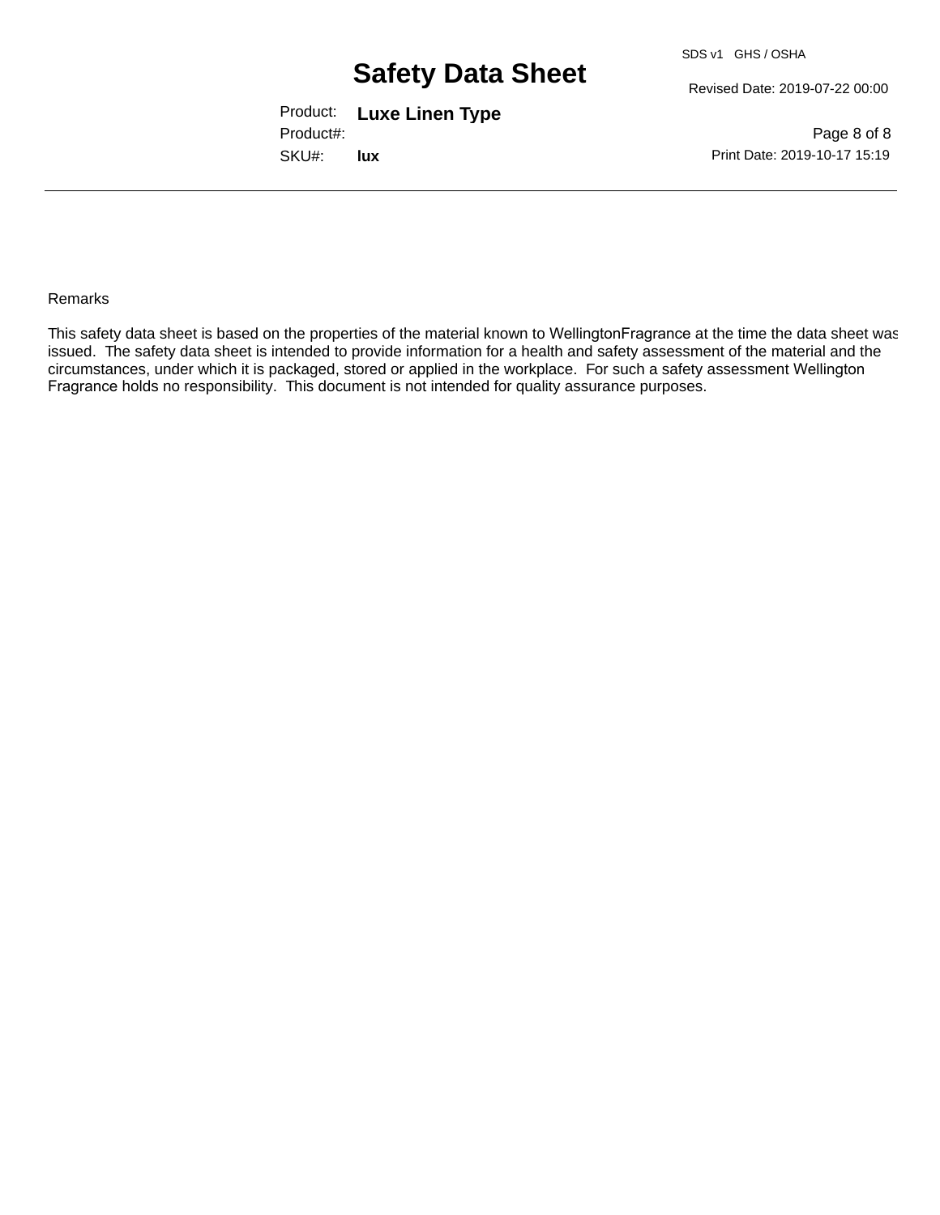Remarks

This safety data sheet is based on the properties of the material known to WellingtonFragrance at the time the data sheet was issued. The safety data sheet is intended to provide information for a health and safety assessment of the material and the circumstances, under which it is packaged, stored or applied in the workplace. For such a safety assessment Wellington Fragrance holds no responsibility. This document is not intended for quality assurance purposes.